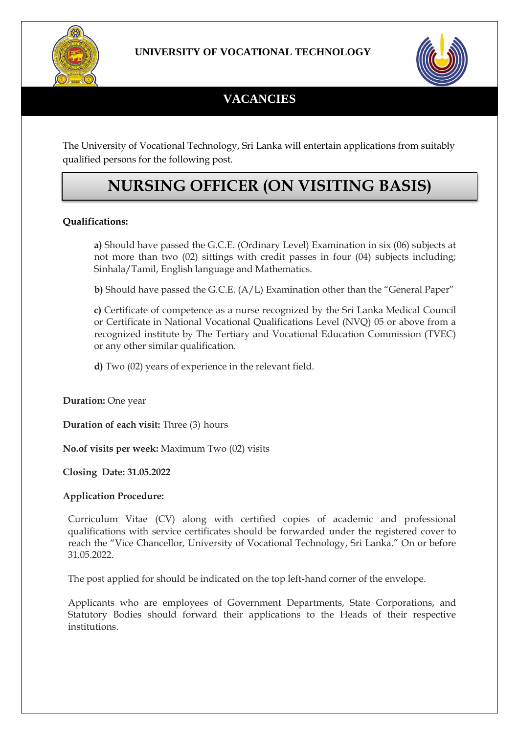**UNIVERSITY OF VOCATIONAL TECHNOLOGY**

# VACANCIES

The University of Vocational Technology, Sri Lanka will entertain applications from suitably qualified persons for the following post.

## NURSING OFFICER (ON VISITING BASIS)

**Qualifications:**

**a)** Should have passed the G.C.E. (Ordinary Level) Examination in six (06) subjects at not more than two (02) sittings with credit passes in four (04) subjects including; Sinhala/Tamil, English language and Mathematics.

**b)** Should have passed the G.C.E. (A/L) Examination other than the "General Paper"

**c)** Certificate of competence as a nurse recognized by the Sri Lanka Medical Council or Certificate in National Vocational Qualifications Level (NVQ) 05 or above from a recognized institute by The Tertiary and Vocational Education Commission (TVEC) or any other similar qualification.

**d)** Two (02) years of experience in the relevant field.

**Duration:** One year

**Duration of each visit:** Three (3) hours

**No.of visits per week:** Maximum Two (02) visits

**Closing Date: 31.05.2022**

**Application Procedure:**

Curriculum Vitae (CV) along with certified copies of academic and professional qualifications with service certificates should be forwarded under the registered cover to reach the "Vice Chancellor, University of Vocational Technology, Sri Lanka." On or before 31.05.2022.

The post applied for should be indicated on the top left-hand corner of the envelope.

Applicants who are employees of Government Departments, State Corporations, and Statutory Bodies should forward their applications to the Heads of their respective institutions.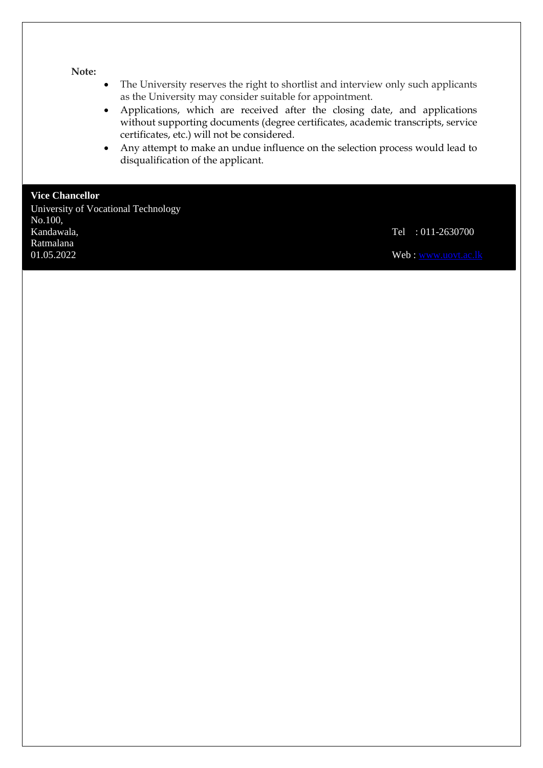**Note:**

- The University reserves the right to shortlist and interview only such applicants as the University may consider suitable for appointment.
- Applications, which are received after the closing date, and applications without supporting documents (degree certificates, academic transcripts, service certificates, etc.) will not be considered.
- Any attempt to make an undue influence on the selection process would lead to disqualification of the applicant.

**Vice Chancellor**
University of Vocational Technology
No.100,
Kandawala,
Ratmalana
01.05.2022

Tel : 011-2630700

Web : www.uovt.ac.lk